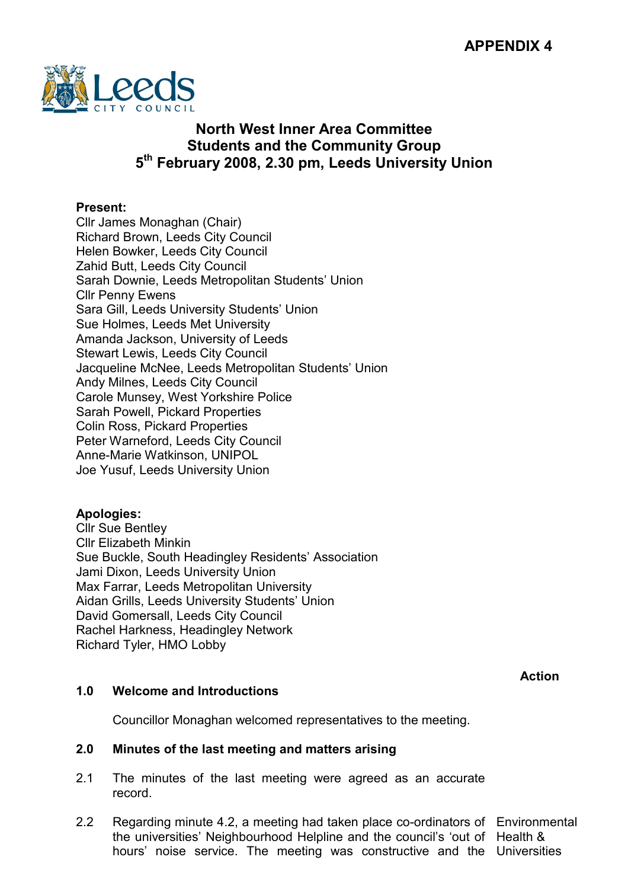**APPENDIX 4**

Leeds CITY COUNCIL

# North West Inner Area Committee
# Students and the Community Group
# 5th February 2008, 2.30 pm, Leeds University Union

**Present:**
Cllr James Monaghan (Chair)
Richard Brown, Leeds City Council
Helen Bowker, Leeds City Council
Zahid Butt, Leeds City Council
Sarah Downie, Leeds Metropolitan Students' Union
Cllr Penny Ewens
Sara Gill, Leeds University Students' Union
Sue Holmes, Leeds Met University
Amanda Jackson, University of Leeds
Stewart Lewis, Leeds City Council
Jacqueline McNee, Leeds Metropolitan Students' Union
Andy Milnes, Leeds City Council
Carole Munsey, West Yorkshire Police
Sarah Powell, Pickard Properties
Colin Ross, Pickard Properties
Peter Warneford, Leeds City Council
Anne-Marie Watkinson, UNIPOL
Joe Yusuf, Leeds University Union

**Apologies:**
Cllr Sue Bentley
Cllr Elizabeth Minkin
Sue Buckle, South Headingley Residents' Association
Jami Dixon, Leeds University Union
Max Farrar, Leeds Metropolitan University
Aidan Grills, Leeds University Students' Union
David Gomersall, Leeds City Council
Rachel Harkness, Headingley Network
Richard Tyler, HMO Lobby

| | | **Action** |
|---|---|---|
| **1.0** | **Welcome and Introductions** | |
| | Councillor Monaghan welcomed representatives to the meeting. | |
| **2.0** | **Minutes of the last meeting and matters arising** | |
| 2.1 | The minutes of the last meeting were agreed as an accurate record. | |
| 2.2 | Regarding minute 4.2, a meeting had taken place co-ordinators of the universities' Neighbourhood Helpline and the council's 'out of hours' noise service. The meeting was constructive and the | Environmental Health & Universities |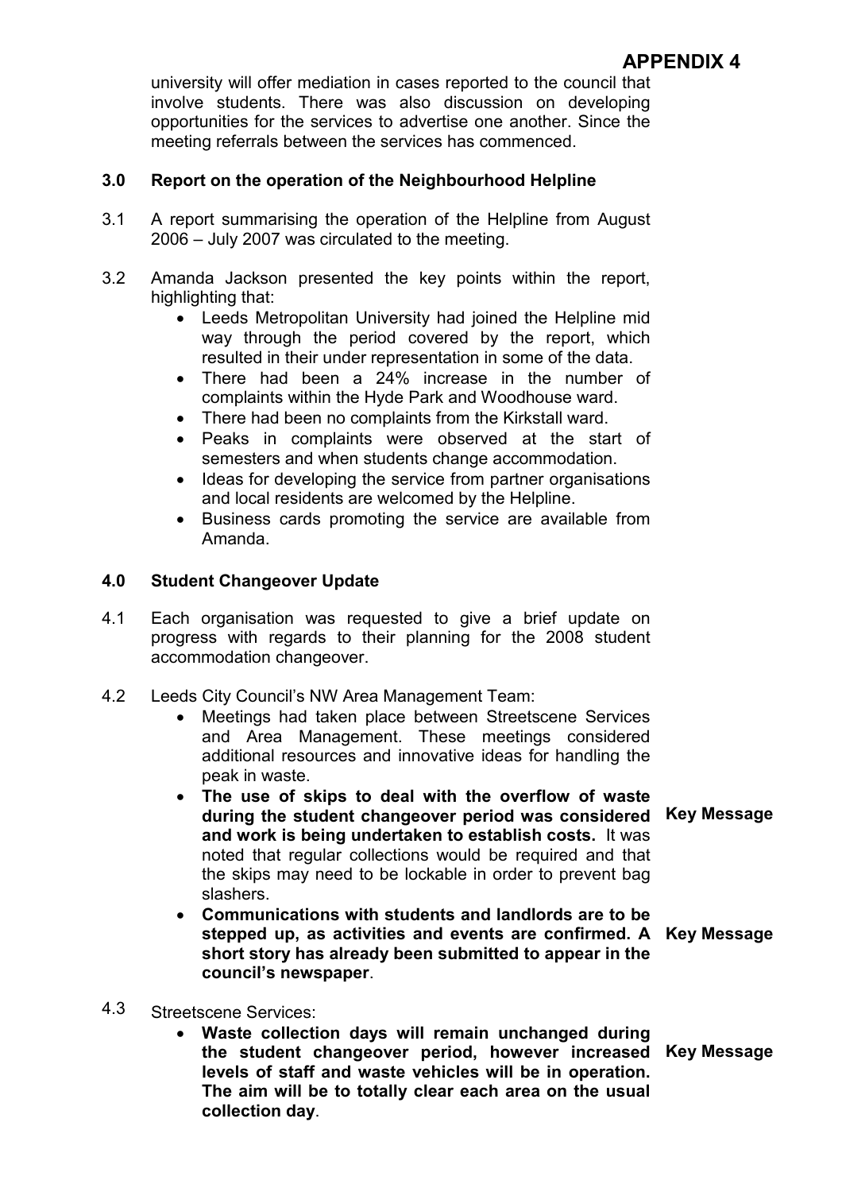university will offer mediation in cases reported to the council that involve students. There was also discussion on developing opportunities for the services to advertise one another. Since the meeting referrals between the services has commenced.

## 3.0 Report on the operation of the Neighbourhood Helpline

3.1 A report summarising the operation of the Helpline from August 2006 – July 2007 was circulated to the meeting.

3.2 Amanda Jackson presented the key points within the report, highlighting that:

- Leeds Metropolitan University had joined the Helpline mid way through the period covered by the report, which resulted in their under representation in some of the data.
- There had been a 24% increase in the number of complaints within the Hyde Park and Woodhouse ward.
- There had been no complaints from the Kirkstall ward.
- Peaks in complaints were observed at the start of semesters and when students change accommodation.
- Ideas for developing the service from partner organisations and local residents are welcomed by the Helpline.
- Business cards promoting the service are available from Amanda.

## 4.0 Student Changeover Update

4.1 Each organisation was requested to give a brief update on progress with regards to their planning for the 2008 student accommodation changeover.

4.2 Leeds City Council's NW Area Management Team:

- Meetings had taken place between Streetscene Services and Area Management. These meetings considered additional resources and innovative ideas for handling the peak in waste.
- **The use of skips to deal with the overflow of waste during the student changeover period was considered and work is being undertaken to establish costs.** It was noted that regular collections would be required and that the skips may need to be lockable in order to prevent bag slashers. **Key Message**
- **Communications with students and landlords are to be stepped up, as activities and events are confirmed. A short story has already been submitted to appear in the council's newspaper**. **Key Message**

4.3 Streetscene Services:

- **Waste collection days will remain unchanged during the student changeover period, however increased levels of staff and waste vehicles will be in operation. The aim will be to totally clear each area on the usual collection day**. **Key Message**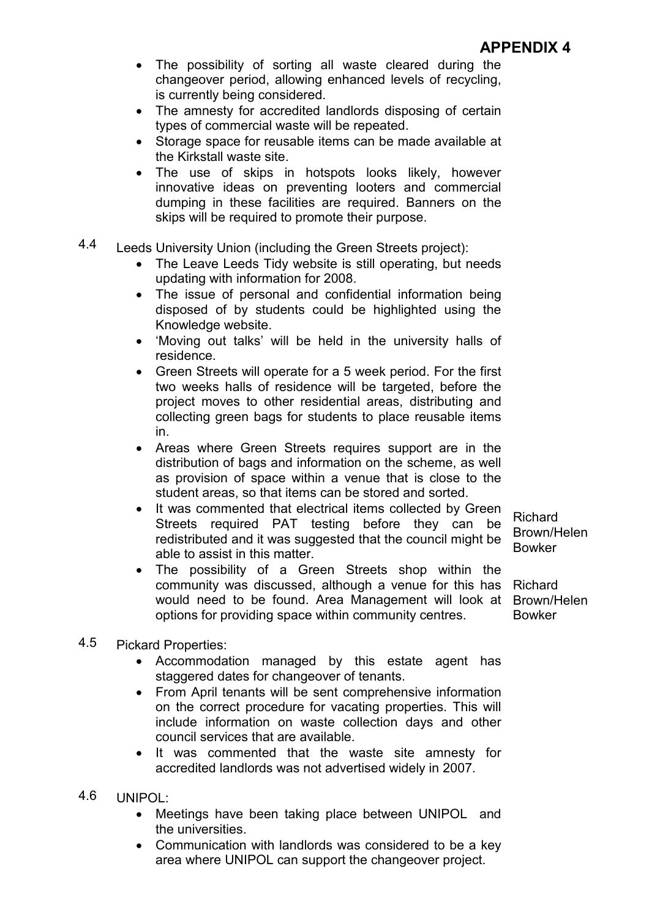# APPENDIX 4

- The possibility of sorting all waste cleared during the changeover period, allowing enhanced levels of recycling, is currently being considered.
- The amnesty for accredited landlords disposing of certain types of commercial waste will be repeated.
- Storage space for reusable items can be made available at the Kirkstall waste site.
- The use of skips in hotspots looks likely, however innovative ideas on preventing looters and commercial dumping in these facilities are required. Banners on the skips will be required to promote their purpose.

4.4 Leeds University Union (including the Green Streets project):

- The Leave Leeds Tidy website is still operating, but needs updating with information for 2008.
- The issue of personal and confidential information being disposed of by students could be highlighted using the Knowledge website.
- 'Moving out talks' will be held in the university halls of residence.
- Green Streets will operate for a 5 week period. For the first two weeks halls of residence will be targeted, before the project moves to other residential areas, distributing and collecting green bags for students to place reusable items in.
- Areas where Green Streets requires support are in the distribution of bags and information on the scheme, as well as provision of space within a venue that is close to the student areas, so that items can be stored and sorted.
- It was commented that electrical items collected by Green Streets required PAT testing before they can be redistributed and it was suggested that the council might be able to assist in this matter. — Richard Brown/Helen Bowker
- The possibility of a Green Streets shop within the community was discussed, although a venue for this has would need to be found. Area Management will look at options for providing space within community centres. — Richard Brown/Helen Bowker

4.5 Pickard Properties:

- Accommodation managed by this estate agent has staggered dates for changeover of tenants.
- From April tenants will be sent comprehensive information on the correct procedure for vacating properties. This will include information on waste collection days and other council services that are available.
- It was commented that the waste site amnesty for accredited landlords was not advertised widely in 2007.

4.6 UNIPOL:

- Meetings have been taking place between UNIPOL and the universities.
- Communication with landlords was considered to be a key area where UNIPOL can support the changeover project.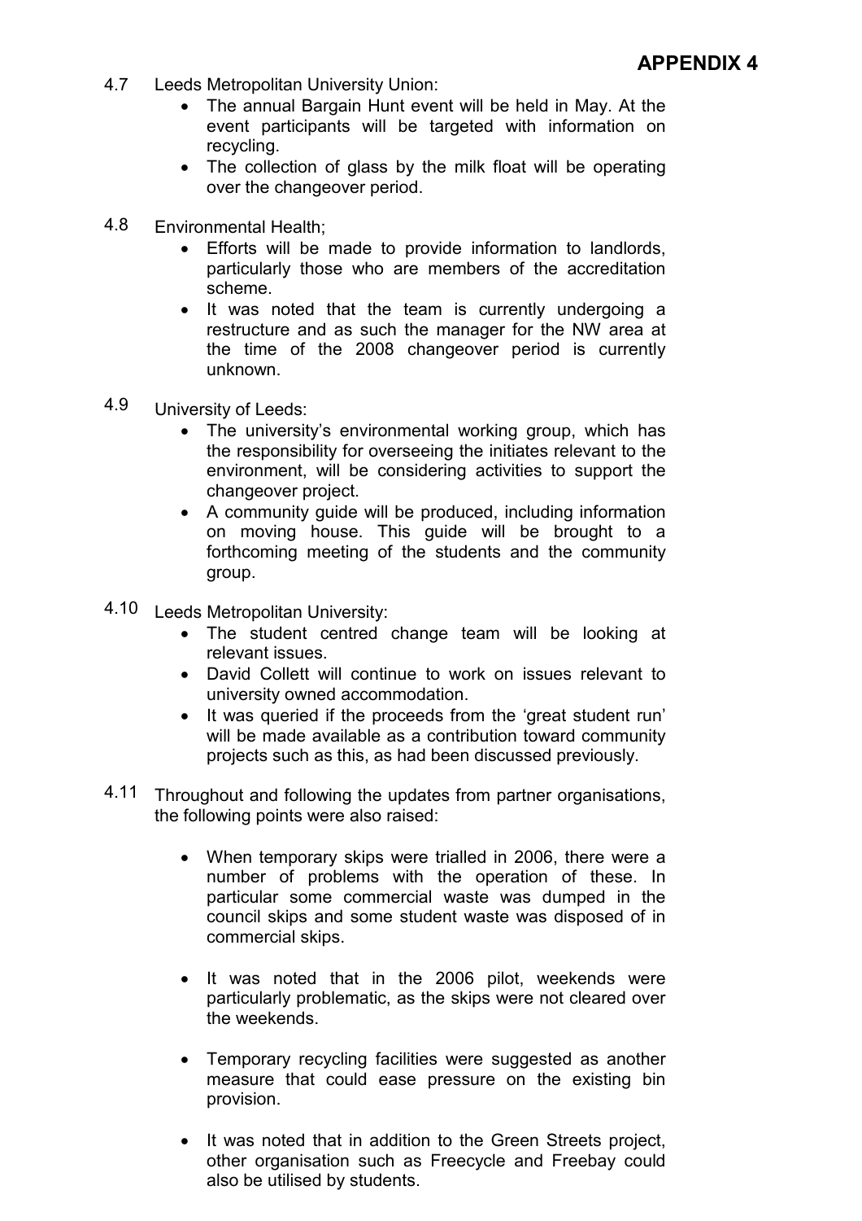**APPENDIX 4**

4.7 Leeds Metropolitan University Union:

- The annual Bargain Hunt event will be held in May. At the event participants will be targeted with information on recycling.
- The collection of glass by the milk float will be operating over the changeover period.

4.8 Environmental Health;

- Efforts will be made to provide information to landlords, particularly those who are members of the accreditation scheme.
- It was noted that the team is currently undergoing a restructure and as such the manager for the NW area at the time of the 2008 changeover period is currently unknown.

4.9 University of Leeds:

- The university's environmental working group, which has the responsibility for overseeing the initiates relevant to the environment, will be considering activities to support the changeover project.
- A community guide will be produced, including information on moving house. This guide will be brought to a forthcoming meeting of the students and the community group.

4.10 Leeds Metropolitan University:

- The student centred change team will be looking at relevant issues.
- David Collett will continue to work on issues relevant to university owned accommodation.
- It was queried if the proceeds from the 'great student run' will be made available as a contribution toward community projects such as this, as had been discussed previously.

4.11 Throughout and following the updates from partner organisations, the following points were also raised:

- When temporary skips were trialled in 2006, there were a number of problems with the operation of these. In particular some commercial waste was dumped in the council skips and some student waste was disposed of in commercial skips.
- It was noted that in the 2006 pilot, weekends were particularly problematic, as the skips were not cleared over the weekends.
- Temporary recycling facilities were suggested as another measure that could ease pressure on the existing bin provision.
- It was noted that in addition to the Green Streets project, other organisation such as Freecycle and Freebay could also be utilised by students.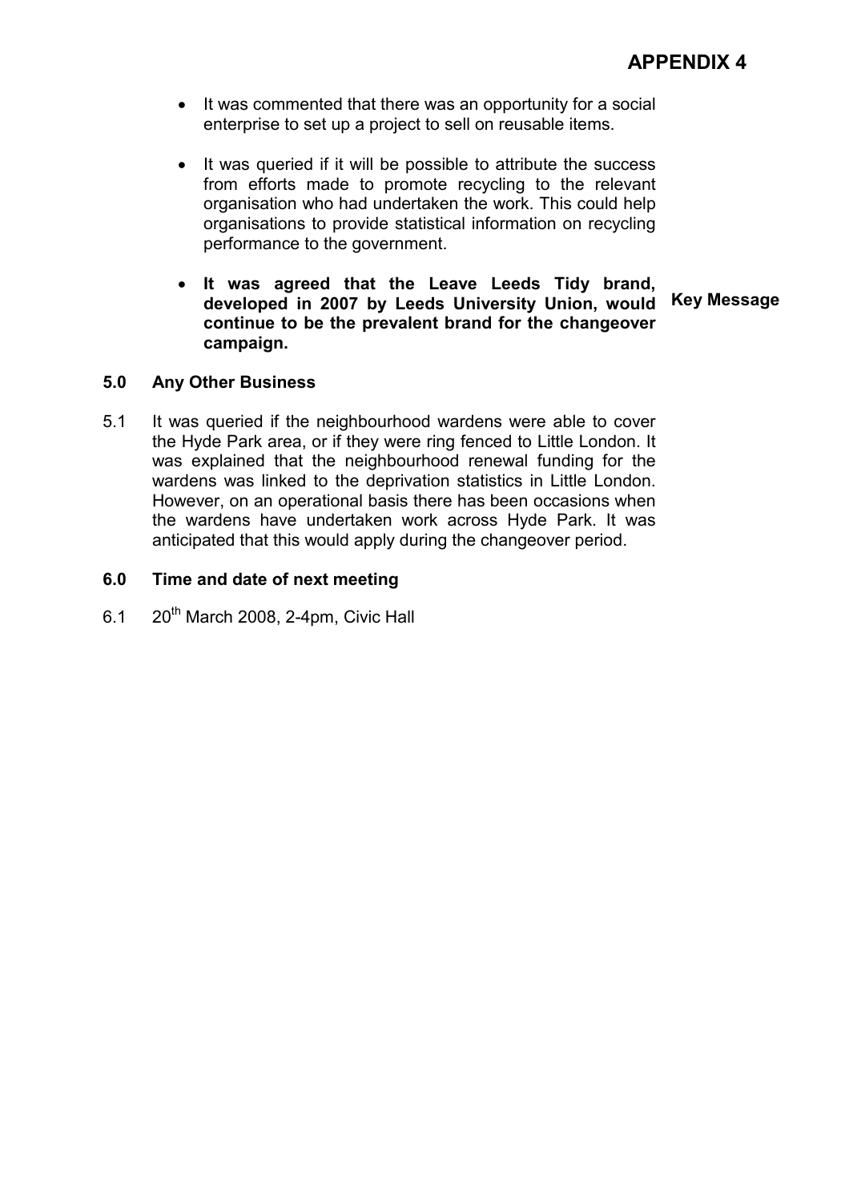**APPENDIX 4**

- It was commented that there was an opportunity for a social enterprise to set up a project to sell on reusable items.

- It was queried if it will be possible to attribute the success from efforts made to promote recycling to the relevant organisation who had undertaken the work. This could help organisations to provide statistical information on recycling performance to the government.

- **It was agreed that the Leave Leeds Tidy brand, developed in 2007 by Leeds University Union, would continue to be the prevalent brand for the changeover campaign.** **Key Message**

### 5.0 Any Other Business

5.1 It was queried if the neighbourhood wardens were able to cover the Hyde Park area, or if they were ring fenced to Little London. It was explained that the neighbourhood renewal funding for the wardens was linked to the deprivation statistics in Little London. However, on an operational basis there has been occasions when the wardens have undertaken work across Hyde Park. It was anticipated that this would apply during the changeover period.

### 6.0 Time and date of next meeting

6.1 20th March 2008, 2-4pm, Civic Hall